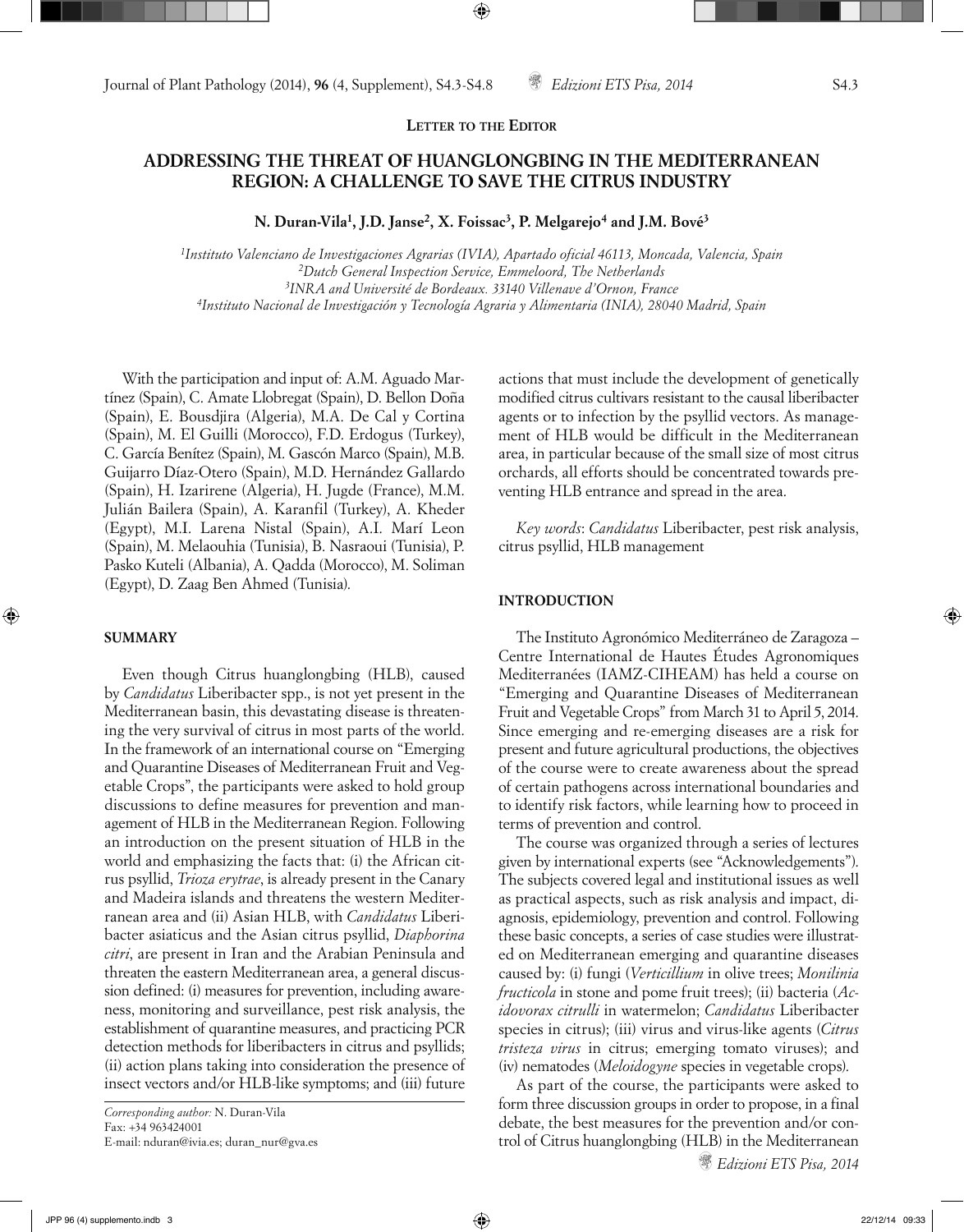**Letter to the Editor**

# ADDRESSING THE THREAT OF HUANGLONGBING IN THE MEDITERRANEAN REGION: A CHALLENGE TO SAVE THE CITRUS INDUSTRY

**N. Duran-Vila[1], J.D. Janse[2], X. Foissac[3], P. Melgarejo[4] and J.M. Bové[3]**

[1]*Instituto Valenciano de Investigaciones Agrarias (IVIA), Apartado oficial 46113, Moncada, Valencia, Spain*
[2]*Dutch General Inspection Service, Emmeloord, The Netherlands*
[3]*INRA and Université de Bordeaux. 33140 Villenave d'Ornon, France*
[4]*Instituto Nacional de Investigación y Tecnología Agraria y Alimentaria (INIA), 28040 Madrid, Spain*

With the participation and input of: A.M. Aguado Martínez (Spain), C. Amate Llobregat (Spain), D. Bellon Doña (Spain), E. Bousdjira (Algeria), M.A. De Cal y Cortina (Spain), M. El Guilli (Morocco), F.D. Erdogus (Turkey), C. García Benítez (Spain), M. Gascón Marco (Spain), M.B. Guijarro Díaz-Otero (Spain), M.D. Hernández Gallardo (Spain), H. Izarirene (Algeria), H. Jugde (France), M.M. Julián Bailera (Spain), A. Karanfil (Turkey), A. Kheder (Egypt), M.I. Larena Nistal (Spain), A.I. Marí Leon (Spain), M. Melaouhia (Tunisia), B. Nasraoui (Tunisia), P. Pasko Kuteli (Albania), A. Qadda (Morocco), M. Soliman (Egypt), D. Zaag Ben Ahmed (Tunisia).

## SUMMARY

Even though Citrus huanglongbing (HLB), caused by *Candidatus* Liberibacter spp., is not yet present in the Mediterranean basin, this devastating disease is threatening the very survival of citrus in most parts of the world. In the framework of an international course on "Emerging and Quarantine Diseases of Mediterranean Fruit and Vegetable Crops", the participants were asked to hold group discussions to define measures for prevention and management of HLB in the Mediterranean Region. Following an introduction on the present situation of HLB in the world and emphasizing the facts that: (i) the African citrus psyllid, *Trioza erytrae*, is already present in the Canary and Madeira islands and threatens the western Mediterranean area and (ii) Asian HLB, with *Candidatus* Liberibacter asiaticus and the Asian citrus psyllid, *Diaphorina citri*, are present in Iran and the Arabian Peninsula and threaten the eastern Mediterranean area, a general discussion defined: (i) measures for prevention, including awareness, monitoring and surveillance, pest risk analysis, the establishment of quarantine measures, and practicing PCR detection methods for liberibacters in citrus and psyllids; (ii) action plans taking into consideration the presence of insect vectors and/or HLB-like symptoms; and (iii) future actions that must include the development of genetically modified citrus cultivars resistant to the causal liberibacter agents or to infection by the psyllid vectors. As management of HLB would be difficult in the Mediterranean area, in particular because of the small size of most citrus orchards, all efforts should be concentrated towards preventing HLB entrance and spread in the area.

*Key words*: *Candidatus* Liberibacter, pest risk analysis, citrus psyllid, HLB management

*Corresponding author:* N. Duran-Vila
Fax: +34 963424001
E-mail: nduran@ivia.es; duran_nur@gva.es

## INTRODUCTION

The Instituto Agronómico Mediterráneo de Zaragoza – Centre International de Hautes Études Agronomiques Mediterranées (IAMZ-CIHEAM) has held a course on "Emerging and Quarantine Diseases of Mediterranean Fruit and Vegetable Crops" from March 31 to April 5, 2014. Since emerging and re-emerging diseases are a risk for present and future agricultural productions, the objectives of the course were to create awareness about the spread of certain pathogens across international boundaries and to identify risk factors, while learning how to proceed in terms of prevention and control.

The course was organized through a series of lectures given by international experts (see "Acknowledgements"). The subjects covered legal and institutional issues as well as practical aspects, such as risk analysis and impact, diagnosis, epidemiology, prevention and control. Following these basic concepts, a series of case studies were illustrated on Mediterranean emerging and quarantine diseases caused by: (i) fungi (*Verticillium* in olive trees; *Monilinia fructicola* in stone and pome fruit trees); (ii) bacteria (*Acidovorax citrulli* in watermelon; *Candidatus* Liberibacter species in citrus); (iii) virus and virus-like agents (*Citrus tristeza virus* in citrus; emerging tomato viruses); and (iv) nematodes (*Meloidogyne* species in vegetable crops).

As part of the course, the participants were asked to form three discussion groups in order to propose, in a final debate, the best measures for the prevention and/or control of Citrus huanglongbing (HLB) in the Mediterranean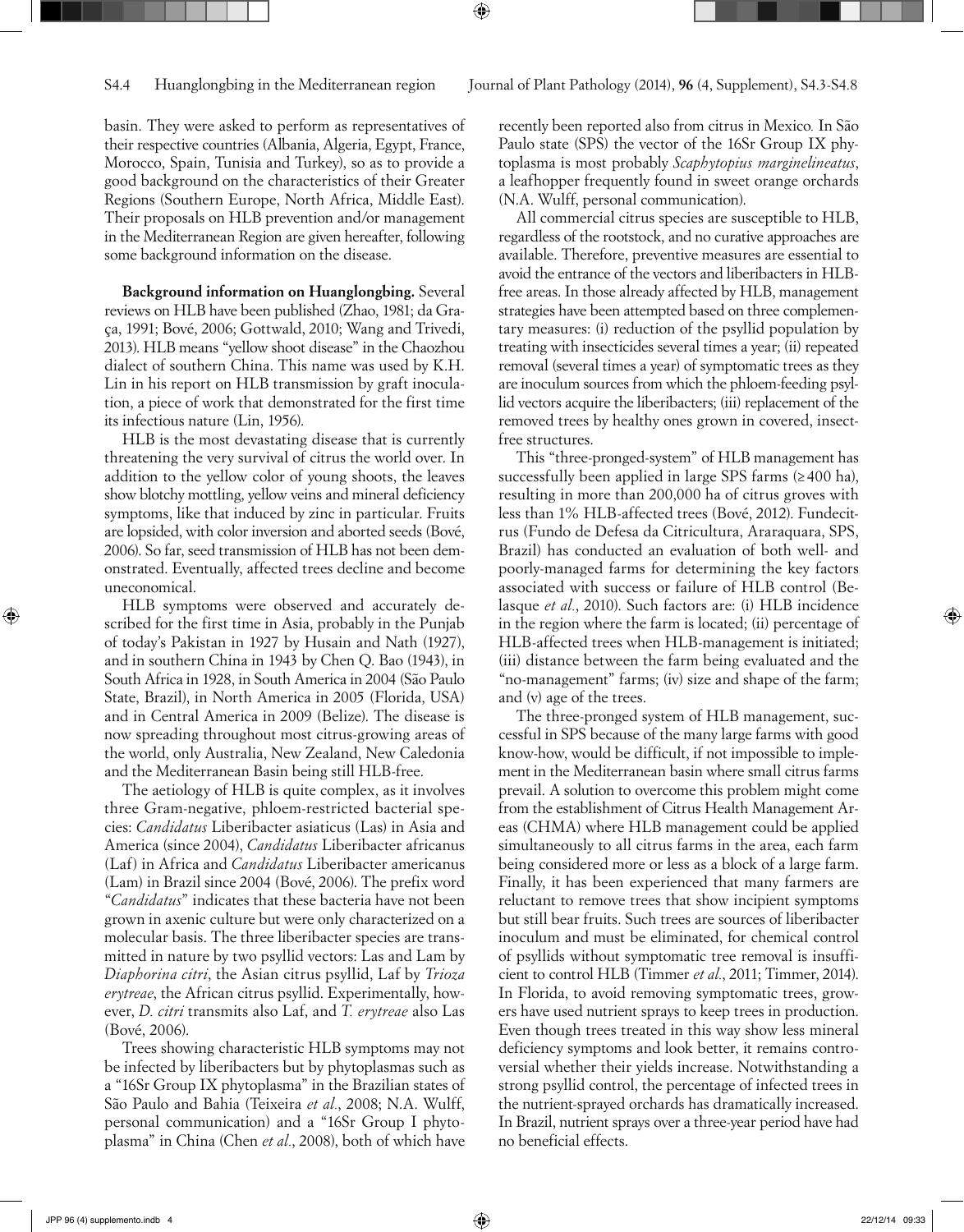basin. They were asked to perform as representatives of their respective countries (Albania, Algeria, Egypt, France, Morocco, Spain, Tunisia and Turkey), so as to provide a good background on the characteristics of their Greater Regions (Southern Europe, North Africa, Middle East). Their proposals on HLB prevention and/or management in the Mediterranean Region are given hereafter, following some background information on the disease.

**Background information on Huanglongbing.** Several reviews on HLB have been published (Zhao, 1981; da Graça, 1991; Bové, 2006; Gottwald, 2010; Wang and Trivedi, 2013). HLB means "yellow shoot disease" in the Chaozhou dialect of southern China. This name was used by K.H. Lin in his report on HLB transmission by graft inoculation, a piece of work that demonstrated for the first time its infectious nature (Lin, 1956).

HLB is the most devastating disease that is currently threatening the very survival of citrus the world over. In addition to the yellow color of young shoots, the leaves show blotchy mottling, yellow veins and mineral deficiency symptoms, like that induced by zinc in particular. Fruits are lopsided, with color inversion and aborted seeds (Bové, 2006). So far, seed transmission of HLB has not been demonstrated. Eventually, affected trees decline and become uneconomical.

HLB symptoms were observed and accurately described for the first time in Asia, probably in the Punjab of today's Pakistan in 1927 by Husain and Nath (1927), and in southern China in 1943 by Chen Q. Bao (1943), in South Africa in 1928, in South America in 2004 (São Paulo State, Brazil), in North America in 2005 (Florida, USA) and in Central America in 2009 (Belize). The disease is now spreading throughout most citrus-growing areas of the world, only Australia, New Zealand, New Caledonia and the Mediterranean Basin being still HLB-free.

The aetiology of HLB is quite complex, as it involves three Gram-negative, phloem-restricted bacterial species: *Candidatus* Liberibacter asiaticus (Las) in Asia and America (since 2004), *Candidatus* Liberibacter africanus (Laf) in Africa and *Candidatus* Liberibacter americanus (Lam) in Brazil since 2004 (Bové, 2006). The prefix word "*Candidatus*" indicates that these bacteria have not been grown in axenic culture but were only characterized on a molecular basis. The three liberibacter species are transmitted in nature by two psyllid vectors: Las and Lam by *Diaphorina citri*, the Asian citrus psyllid, Laf by *Trioza erytreae*, the African citrus psyllid. Experimentally, however, *D. citri* transmits also Laf, and *T. erytreae* also Las (Bové, 2006).

Trees showing characteristic HLB symptoms may not be infected by liberibacters but by phytoplasmas such as a "16Sr Group IX phytoplasma" in the Brazilian states of São Paulo and Bahia (Teixeira *et al.*, 2008; N.A. Wulff, personal communication) and a "16Sr Group I phytoplasma" in China (Chen *et al.*, 2008), both of which have recently been reported also from citrus in Mexico. In São Paulo state (SPS) the vector of the 16Sr Group IX phytoplasma is most probably *Scaphytopius marginelineatus*, a leafhopper frequently found in sweet orange orchards (N.A. Wulff, personal communication).

All commercial citrus species are susceptible to HLB, regardless of the rootstock, and no curative approaches are available. Therefore, preventive measures are essential to avoid the entrance of the vectors and liberibacters in HLB-free areas. In those already affected by HLB, management strategies have been attempted based on three complementary measures: (i) reduction of the psyllid population by treating with insecticides several times a year; (ii) repeated removal (several times a year) of symptomatic trees as they are inoculum sources from which the phloem-feeding psyllid vectors acquire the liberibacters; (iii) replacement of the removed trees by healthy ones grown in covered, insect-free structures.

This "three-pronged-system" of HLB management has successfully been applied in large SPS farms (≥400 ha), resulting in more than 200,000 ha of citrus groves with less than 1% HLB-affected trees (Bové, 2012). Fundecitrus (Fundo de Defesa da Citricultura, Araraquara, SPS, Brazil) has conducted an evaluation of both well- and poorly-managed farms for determining the key factors associated with success or failure of HLB control (Belasque *et al.*, 2010). Such factors are: (i) HLB incidence in the region where the farm is located; (ii) percentage of HLB-affected trees when HLB-management is initiated; (iii) distance between the farm being evaluated and the "no-management" farms; (iv) size and shape of the farm; and (v) age of the trees.

The three-pronged system of HLB management, successful in SPS because of the many large farms with good know-how, would be difficult, if not impossible to implement in the Mediterranean basin where small citrus farms prevail. A solution to overcome this problem might come from the establishment of Citrus Health Management Areas (CHMA) where HLB management could be applied simultaneously to all citrus farms in the area, each farm being considered more or less as a block of a large farm. Finally, it has been experienced that many farmers are reluctant to remove trees that show incipient symptoms but still bear fruits. Such trees are sources of liberibacter inoculum and must be eliminated, for chemical control of psyllids without symptomatic tree removal is insufficient to control HLB (Timmer *et al.*, 2011; Timmer, 2014). In Florida, to avoid removing symptomatic trees, growers have used nutrient sprays to keep trees in production. Even though trees treated in this way show less mineral deficiency symptoms and look better, it remains controversial whether their yields increase. Notwithstanding a strong psyllid control, the percentage of infected trees in the nutrient-sprayed orchards has dramatically increased. In Brazil, nutrient sprays over a three-year period have had no beneficial effects.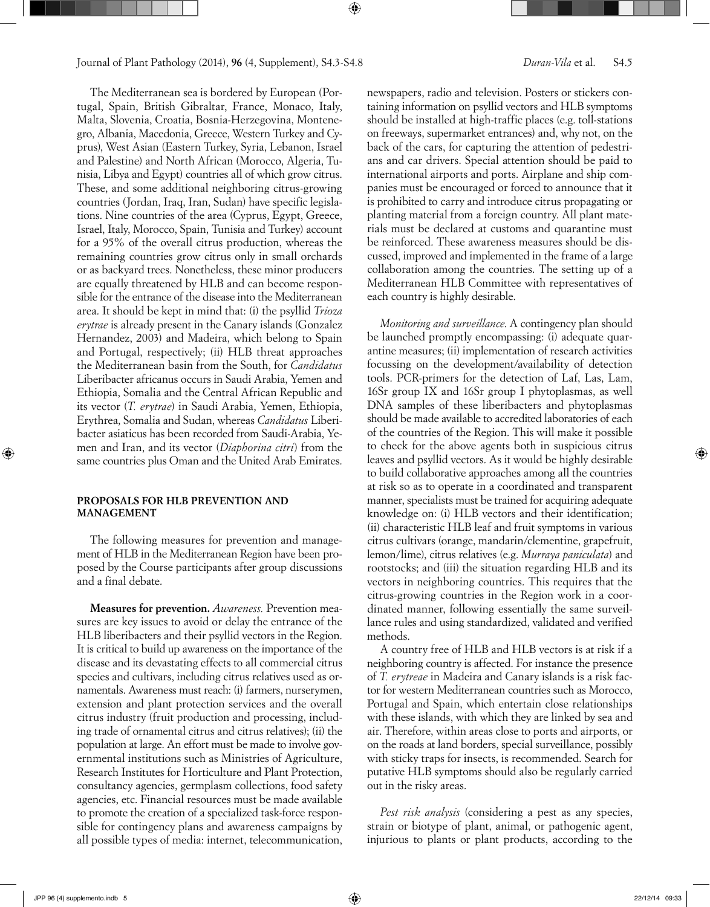The Mediterranean sea is bordered by European (Portugal, Spain, British Gibraltar, France, Monaco, Italy, Malta, Slovenia, Croatia, Bosnia-Herzegovina, Montenegro, Albania, Macedonia, Greece, Western Turkey and Cyprus), West Asian (Eastern Turkey, Syria, Lebanon, Israel and Palestine) and North African (Morocco, Algeria, Tunisia, Libya and Egypt) countries all of which grow citrus. These, and some additional neighboring citrus-growing countries (Jordan, Iraq, Iran, Sudan) have specific legislations. Nine countries of the area (Cyprus, Egypt, Greece, Israel, Italy, Morocco, Spain, Tunisia and Turkey) account for a 95% of the overall citrus production, whereas the remaining countries grow citrus only in small orchards or as backyard trees. Nonetheless, these minor producers are equally threatened by HLB and can become responsible for the entrance of the disease into the Mediterranean area. It should be kept in mind that: (i) the psyllid *Trioza erytrae* is already present in the Canary islands (Gonzalez Hernandez, 2003) and Madeira, which belong to Spain and Portugal, respectively; (ii) HLB threat approaches the Mediterranean basin from the South, for *Candidatus* Liberibacter africanus occurs in Saudi Arabia, Yemen and Ethiopia, Somalia and the Central African Republic and its vector (*T. erytrae*) in Saudi Arabia, Yemen, Ethiopia, Erythrea, Somalia and Sudan, whereas *Candidatus* Liberibacter asiaticus has been recorded from Saudi-Arabia, Yemen and Iran, and its vector (*Diaphorina citri*) from the same countries plus Oman and the United Arab Emirates.

## PROPOSALS FOR HLB PREVENTION AND MANAGEMENT

The following measures for prevention and management of HLB in the Mediterranean Region have been proposed by the Course participants after group discussions and a final debate.

**Measures for prevention.** *Awareness.* Prevention measures are key issues to avoid or delay the entrance of the HLB liberibacters and their psyllid vectors in the Region. It is critical to build up awareness on the importance of the disease and its devastating effects to all commercial citrus species and cultivars, including citrus relatives used as ornamentals. Awareness must reach: (i) farmers, nurserymen, extension and plant protection services and the overall citrus industry (fruit production and processing, including trade of ornamental citrus and citrus relatives); (ii) the population at large. An effort must be made to involve governmental institutions such as Ministries of Agriculture, Research Institutes for Horticulture and Plant Protection, consultancy agencies, germplasm collections, food safety agencies, etc. Financial resources must be made available to promote the creation of a specialized task-force responsible for contingency plans and awareness campaigns by all possible types of media: internet, telecommunication, newspapers, radio and television. Posters or stickers containing information on psyllid vectors and HLB symptoms should be installed at high-traffic places (e.g. toll-stations on freeways, supermarket entrances) and, why not, on the back of the cars, for capturing the attention of pedestrians and car drivers. Special attention should be paid to international airports and ports. Airplane and ship companies must be encouraged or forced to announce that it is prohibited to carry and introduce citrus propagating or planting material from a foreign country. All plant materials must be declared at customs and quarantine must be reinforced. These awareness measures should be discussed, improved and implemented in the frame of a large collaboration among the countries. The setting up of a Mediterranean HLB Committee with representatives of each country is highly desirable.

*Monitoring and surveillance.* A contingency plan should be launched promptly encompassing: (i) adequate quarantine measures; (ii) implementation of research activities focussing on the development/availability of detection tools. PCR-primers for the detection of Laf, Las, Lam, 16Sr group IX and 16Sr group I phytoplasmas, as well DNA samples of these liberibacters and phytoplasmas should be made available to accredited laboratories of each of the countries of the Region. This will make it possible to check for the above agents both in suspicious citrus leaves and psyllid vectors. As it would be highly desirable to build collaborative approaches among all the countries at risk so as to operate in a coordinated and transparent manner, specialists must be trained for acquiring adequate knowledge on: (i) HLB vectors and their identification; (ii) characteristic HLB leaf and fruit symptoms in various citrus cultivars (orange, mandarin/clementine, grapefruit, lemon/lime), citrus relatives (e.g. *Murraya paniculata*) and rootstocks; and (iii) the situation regarding HLB and its vectors in neighboring countries. This requires that the citrus-growing countries in the Region work in a coordinated manner, following essentially the same surveillance rules and using standardized, validated and verified methods.

A country free of HLB and HLB vectors is at risk if a neighboring country is affected. For instance the presence of *T. erytreae* in Madeira and Canary islands is a risk factor for western Mediterranean countries such as Morocco, Portugal and Spain, which entertain close relationships with these islands, with which they are linked by sea and air. Therefore, within areas close to ports and airports, or on the roads at land borders, special surveillance, possibly with sticky traps for insects, is recommended. Search for putative HLB symptoms should also be regularly carried out in the risky areas.

*Pest risk analysis* (considering a pest as any species, strain or biotype of plant, animal, or pathogenic agent, injurious to plants or plant products, according to the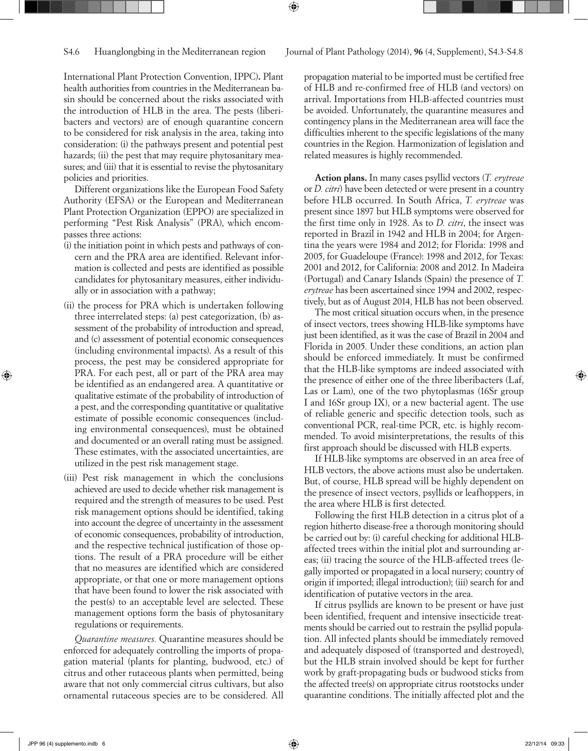International Plant Protection Convention, IPPC)**.** Plant health authorities from countries in the Mediterranean basin should be concerned about the risks associated with the introduction of HLB in the area. The pests (liberibacters and vectors) are of enough quarantine concern to be considered for risk analysis in the area, taking into consideration: (i) the pathways present and potential pest hazards; (ii) the pest that may require phytosanitary measures; and (iii) that it is essential to revise the phytosanitary policies and priorities.

Different organizations like the European Food Safety Authority (EFSA) or the European and Mediterranean Plant Protection Organization (EPPO) are specialized in performing "Pest Risk Analysis" (PRA), which encompasses three actions:

(i) the initiation point in which pests and pathways of concern and the PRA area are identified. Relevant information is collected and pests are identified as possible candidates for phytosanitary measures, either individually or in association with a pathway;

(ii) the process for PRA which is undertaken following three interrelated steps: (a) pest categorization, (b) assessment of the probability of introduction and spread, and (c) assessment of potential economic consequences (including environmental impacts). As a result of this process, the pest may be considered appropriate for PRA. For each pest, all or part of the PRA area may be identified as an endangered area. A quantitative or qualitative estimate of the probability of introduction of a pest, and the corresponding quantitative or qualitative estimate of possible economic consequences (including environmental consequences), must be obtained and documented or an overall rating must be assigned. These estimates, with the associated uncertainties, are utilized in the pest risk management stage.

(iii) Pest risk management in which the conclusions achieved are used to decide whether risk management is required and the strength of measures to be used. Pest risk management options should be identified, taking into account the degree of uncertainty in the assessment of economic consequences, probability of introduction, and the respective technical justification of those options. The result of a PRA procedure will be either that no measures are identified which are considered appropriate, or that one or more management options that have been found to lower the risk associated with the pest(s) to an acceptable level are selected. These management options form the basis of phytosanitary regulations or requirements.

*Quarantine measures.* Quarantine measures should be enforced for adequately controlling the imports of propagation material (plants for planting, budwood, etc.) of citrus and other rutaceous plants when permitted, being aware that not only commercial citrus cultivars, but also ornamental rutaceous species are to be considered. All propagation material to be imported must be certified free of HLB and re-confirmed free of HLB (and vectors) on arrival. Importations from HLB-affected countries must be avoided. Unfortunately, the quarantine measures and contingency plans in the Mediterranean area will face the difficulties inherent to the specific legislations of the many countries in the Region. Harmonization of legislation and related measures is highly recommended.

**Action plans.** In many cases psyllid vectors (*T. erytreae* or *D. citri*) have been detected or were present in a country before HLB occurred. In South Africa, *T. erytreae* was present since 1897 but HLB symptoms were observed for the first time only in 1928. As to *D. citri*, the insect was reported in Brazil in 1942 and HLB in 2004; for Argentina the years were 1984 and 2012; for Florida: 1998 and 2005, for Guadeloupe (France): 1998 and 2012, for Texas: 2001 and 2012, for California: 2008 and 2012. In Madeira (Portugal) and Canary Islands (Spain) the presence of *T. erytreae* has been ascertained since 1994 and 2002, respectively, but as of August 2014, HLB has not been observed.

The most critical situation occurs when, in the presence of insect vectors, trees showing HLB-like symptoms have just been identified, as it was the case of Brazil in 2004 and Florida in 2005. Under these conditions, an action plan should be enforced immediately. It must be confirmed that the HLB-like symptoms are indeed associated with the presence of either one of the three liberibacters (Laf, Las or Lam), one of the two phytoplasmas (16Sr group I and 16Sr group IX), or a new bacterial agent. The use of reliable generic and specific detection tools, such as conventional PCR, real-time PCR, etc. is highly recommended. To avoid misinterpretations, the results of this first approach should be discussed with HLB experts.

If HLB-like symptoms are observed in an area free of HLB vectors, the above actions must also be undertaken. But, of course, HLB spread will be highly dependent on the presence of insect vectors, psyllids or leafhoppers, in the area where HLB is first detected.

Following the first HLB detection in a citrus plot of a region hitherto disease-free a thorough monitoring should be carried out by: (i) careful checking for additional HLB-affected trees within the initial plot and surrounding areas; (ii) tracing the source of the HLB-affected trees (legally imported or propagated in a local nursery; country of origin if imported; illegal introduction); (iii) search for and identification of putative vectors in the area.

If citrus psyllids are known to be present or have just been identified, frequent and intensive insecticide treatments should be carried out to restrain the psyllid population. All infected plants should be immediately removed and adequately disposed of (transported and destroyed), but the HLB strain involved should be kept for further work by graft-propagating buds or budwood sticks from the affected tree(s) on appropriate citrus rootstocks under quarantine conditions. The initially affected plot and the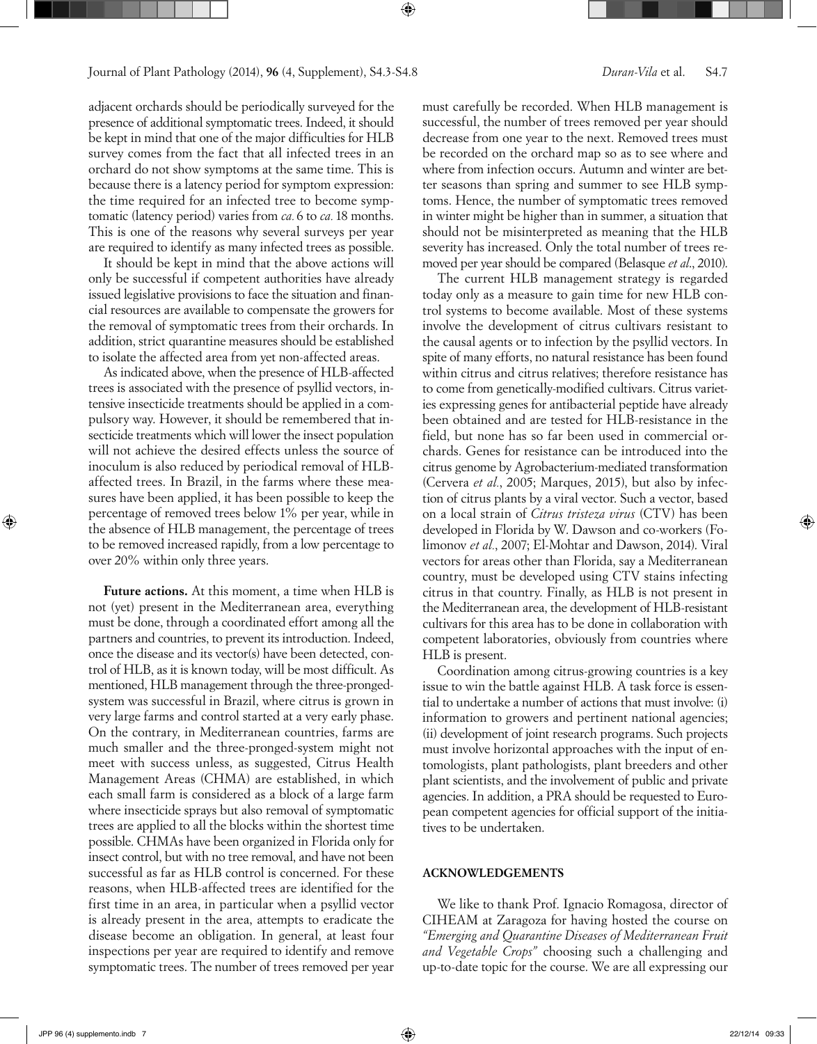adjacent orchards should be periodically surveyed for the presence of additional symptomatic trees. Indeed, it should be kept in mind that one of the major difficulties for HLB survey comes from the fact that all infected trees in an orchard do not show symptoms at the same time. This is because there is a latency period for symptom expression: the time required for an infected tree to become symptomatic (latency period) varies from *ca.* 6 to *ca.* 18 months. This is one of the reasons why several surveys per year are required to identify as many infected trees as possible.

It should be kept in mind that the above actions will only be successful if competent authorities have already issued legislative provisions to face the situation and financial resources are available to compensate the growers for the removal of symptomatic trees from their orchards. In addition, strict quarantine measures should be established to isolate the affected area from yet non-affected areas.

As indicated above, when the presence of HLB-affected trees is associated with the presence of psyllid vectors, intensive insecticide treatments should be applied in a compulsory way. However, it should be remembered that insecticide treatments which will lower the insect population will not achieve the desired effects unless the source of inoculum is also reduced by periodical removal of HLB-affected trees. In Brazil, in the farms where these measures have been applied, it has been possible to keep the percentage of removed trees below 1% per year, while in the absence of HLB management, the percentage of trees to be removed increased rapidly, from a low percentage to over 20% within only three years.

**Future actions.** At this moment, a time when HLB is not (yet) present in the Mediterranean area, everything must be done, through a coordinated effort among all the partners and countries, to prevent its introduction. Indeed, once the disease and its vector(s) have been detected, control of HLB, as it is known today, will be most difficult. As mentioned, HLB management through the three-pronged-system was successful in Brazil, where citrus is grown in very large farms and control started at a very early phase. On the contrary, in Mediterranean countries, farms are much smaller and the three-pronged-system might not meet with success unless, as suggested, Citrus Health Management Areas (CHMA) are established, in which each small farm is considered as a block of a large farm where insecticide sprays but also removal of symptomatic trees are applied to all the blocks within the shortest time possible. CHMAs have been organized in Florida only for insect control, but with no tree removal, and have not been successful as far as HLB control is concerned. For these reasons, when HLB-affected trees are identified for the first time in an area, in particular when a psyllid vector is already present in the area, attempts to eradicate the disease become an obligation. In general, at least four inspections per year are required to identify and remove symptomatic trees. The number of trees removed per year must carefully be recorded. When HLB management is successful, the number of trees removed per year should decrease from one year to the next. Removed trees must be recorded on the orchard map so as to see where and where from infection occurs. Autumn and winter are better seasons than spring and summer to see HLB symptoms. Hence, the number of symptomatic trees removed in winter might be higher than in summer, a situation that should not be misinterpreted as meaning that the HLB severity has increased. Only the total number of trees removed per year should be compared (Belasque *et al*., 2010).

The current HLB management strategy is regarded today only as a measure to gain time for new HLB control systems to become available. Most of these systems involve the development of citrus cultivars resistant to the causal agents or to infection by the psyllid vectors. In spite of many efforts, no natural resistance has been found within citrus and citrus relatives; therefore resistance has to come from genetically-modified cultivars. Citrus varieties expressing genes for antibacterial peptide have already been obtained and are tested for HLB-resistance in the field, but none has so far been used in commercial orchards. Genes for resistance can be introduced into the citrus genome by Agrobacterium-mediated transformation (Cervera *et al*., 2005; Marques, 2015), but also by infection of citrus plants by a viral vector. Such a vector, based on a local strain of *Citrus tristeza virus* (CTV) has been developed in Florida by W. Dawson and co-workers (Folimonov *et al*., 2007; El-Mohtar and Dawson, 2014). Viral vectors for areas other than Florida, say a Mediterranean country, must be developed using CTV stains infecting citrus in that country. Finally, as HLB is not present in the Mediterranean area, the development of HLB-resistant cultivars for this area has to be done in collaboration with competent laboratories, obviously from countries where HLB is present.

Coordination among citrus-growing countries is a key issue to win the battle against HLB. A task force is essential to undertake a number of actions that must involve: (i) information to growers and pertinent national agencies; (ii) development of joint research programs. Such projects must involve horizontal approaches with the input of entomologists, plant pathologists, plant breeders and other plant scientists, and the involvement of public and private agencies. In addition, a PRA should be requested to European competent agencies for official support of the initiatives to be undertaken.

## ACKNOWLEDGEMENTS

We like to thank Prof. Ignacio Romagosa, director of CIHEAM at Zaragoza for having hosted the course on *"Emerging and Quarantine Diseases of Mediterranean Fruit and Vegetable Crops"* choosing such a challenging and up-to-date topic for the course. We are all expressing our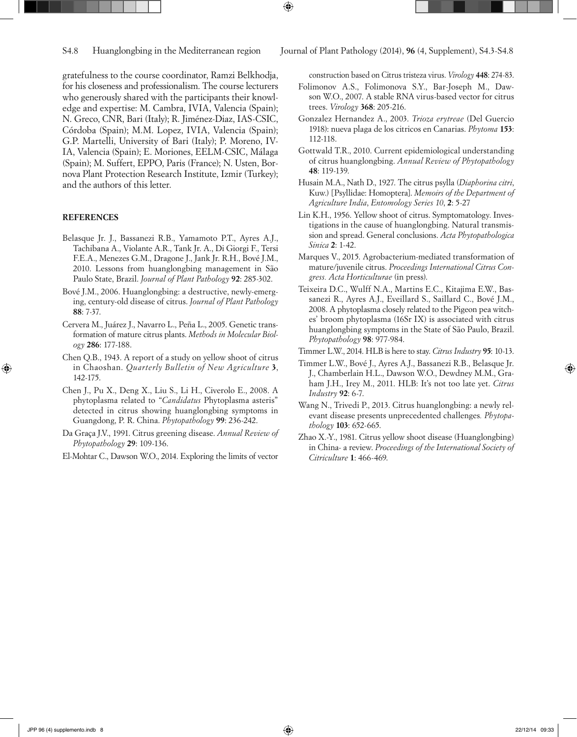gratefulness to the course coordinator, Ramzi Belkhodja, for his closeness and professionalism. The course lecturers who generously shared with the participants their knowledge and expertise: M. Cambra, IVIA, Valencia (Spain); N. Greco, CNR, Bari (Italy); R. Jiménez-Diaz, IAS-CSIC, Córdoba (Spain); M.M. Lopez, IVIA, Valencia (Spain); G.P. Martelli, University of Bari (Italy); P. Moreno, IVIA, Valencia (Spain); E. Moriones, EELM-CSIC, Málaga (Spain); M. Suffert, EPPO, Paris (France); N. Usten, Bornova Plant Protection Research Institute, Izmir (Turkey); and the authors of this letter.

## REFERENCES

Belasque Jr. J., Bassanezi R.B., Yamamoto P.T., Ayres A.J., Tachibana A., Violante A.R., Tank Jr. A., Di Giorgi F., Tersi F.E.A., Menezes G.M., Dragone J., Jank Jr. R.H., Bové J.M., 2010. Lessons from huanglongbing management in São Paulo State, Brazil. *Journal of Plant Pathology* **92**: 285-302.

Bové J.M., 2006. Huanglongbing: a destructive, newly-emerging, century-old disease of citrus. *Journal of Plant Pathology* **88**: 7-37.

Cervera M., Juárez J., Navarro L., Peña L., 2005. Genetic transformation of mature citrus plants. *Methods in Molecular Biology* **286**: 177-188.

Chen Q.B., 1943. A report of a study on yellow shoot of citrus in Chaoshan. *Quarterly Bulletin of New Agriculture* **3**, 142-175.

Chen J., Pu X., Deng X., Liu S., Li H., Civerolo E., 2008. A phytoplasma related to "*Candidatus* Phytoplasma asteris" detected in citrus showing huanglongbing symptoms in Guangdong, P. R. China. *Phytopathology* **99**: 236-242.

Da Graça J.V., 1991. Citrus greening disease. *Annual Review of Phytopathology* **29**: 109-136.

El-Mohtar C., Dawson W.O., 2014. Exploring the limits of vector construction based on Citrus tristeza virus. *Virology* **448**: 274-83.

Folimonov A.S., Folimonova S.Y., Bar-Joseph M., Dawson W.O., 2007. A stable RNA virus-based vector for citrus trees. *Virology* **368**: 205-216.

Gonzalez Hernandez A., 2003. *Trioza erytreae* (Del Guercio 1918): nueva plaga de los citricos en Canarias. *Phytoma* **153**: 112-118.

Gottwald T.R., 2010. Current epidemiological understanding of citrus huanglongbing. *Annual Review of Phytopathology* **48**: 119-139.

Husain M.A., Nath D., 1927. The citrus psylla (*Diaphorina citri*, Kuw.) [Psyllidae: Homoptera]. *Memoirs of the Department of Agriculture India*, *Entomology Series 10*, **2**: 5-27

Lin K.H., 1956. Yellow shoot of citrus. Symptomatology. Investigations in the cause of huanglongbing. Natural transmission and spread. General conclusions. *Acta Phytopathologica Sinica* **2**: 1-42.

Marques V., 2015. Agrobacterium-mediated transformation of mature/juvenile citrus. *Proceedings International Citrus Congress. Acta Horticulturae* (in press).

Teixeira D.C., Wulff N.A., Martins E.C., Kitajima E.W., Bassanezi R., Ayres A.J., Eveillard S., Saillard C., Bové J.M., 2008. A phytoplasma closely related to the Pigeon pea witches' broom phytoplasma (16Sr IX) is associated with citrus huanglongbing symptoms in the State of São Paulo, Brazil. *Phytopathology* **98**: 977-984.

Timmer L.W., 2014. HLB is here to stay. *Citrus Industry* **95**: 10-13.

Timmer L.W., Bové J., Ayres A.J., Bassanezi R.B., Belasque Jr. J., Chamberlain H.L., Dawson W.O., Dewdney M.M., Graham J.H., Irey M., 2011. HLB: It's not too late yet. *Citrus Industry* **92**: 6-7.

Wang N., Trivedi P., 2013. Citrus huanglongbing: a newly relevant disease presents unprecedented challenges. *Phytopathology* **103**: 652-665.

Zhao X.-Y., 1981. Citrus yellow shoot disease (Huanglongbing) in China- a review. *Proceedings of the International Society of Citriculture* **1**: 466-469.